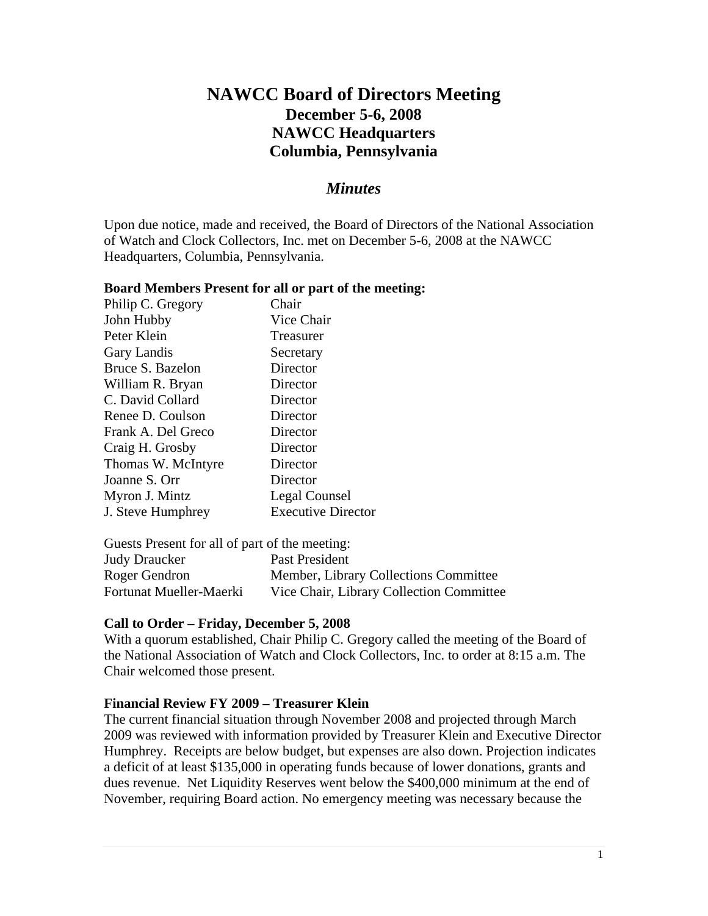# NAWCC Board of Directors Meeting
## December 5-6, 2008
## NAWCC Headquarters
## Columbia, Pennsylvania

### *Minutes*

Upon due notice, made and received, the Board of Directors of the National Association of Watch and Clock Collectors, Inc. met on December 5-6, 2008 at the NAWCC Headquarters, Columbia, Pennsylvania.

**Board Members Present for all or part of the meeting:**

| | |
|---|---|
| Philip C. Gregory | Chair |
| John Hubby | Vice Chair |
| Peter Klein | Treasurer |
| Gary Landis | Secretary |
| Bruce S. Bazelon | Director |
| William R. Bryan | Director |
| C. David Collard | Director |
| Renee D. Coulson | Director |
| Frank A. Del Greco | Director |
| Craig H. Grosby | Director |
| Thomas W. McIntyre | Director |
| Joanne S. Orr | Director |
| Myron J. Mintz | Legal Counsel |
| J. Steve Humphrey | Executive Director |

Guests Present for all of part of the meeting:

| | |
|---|---|
| Judy Draucker | Past President |
| Roger Gendron | Member, Library Collections Committee |
| Fortunat Mueller-Maerki | Vice Chair, Library Collection Committee |

**Call to Order – Friday, December 5, 2008**

With a quorum established, Chair Philip C. Gregory called the meeting of the Board of the National Association of Watch and Clock Collectors, Inc. to order at 8:15 a.m. The Chair welcomed those present.

**Financial Review FY 2009 – Treasurer Klein**

The current financial situation through November 2008 and projected through March 2009 was reviewed with information provided by Treasurer Klein and Executive Director Humphrey. Receipts are below budget, but expenses are also down. Projection indicates a deficit of at least $135,000 in operating funds because of lower donations, grants and dues revenue. Net Liquidity Reserves went below the $400,000 minimum at the end of November, requiring Board action. No emergency meeting was necessary because the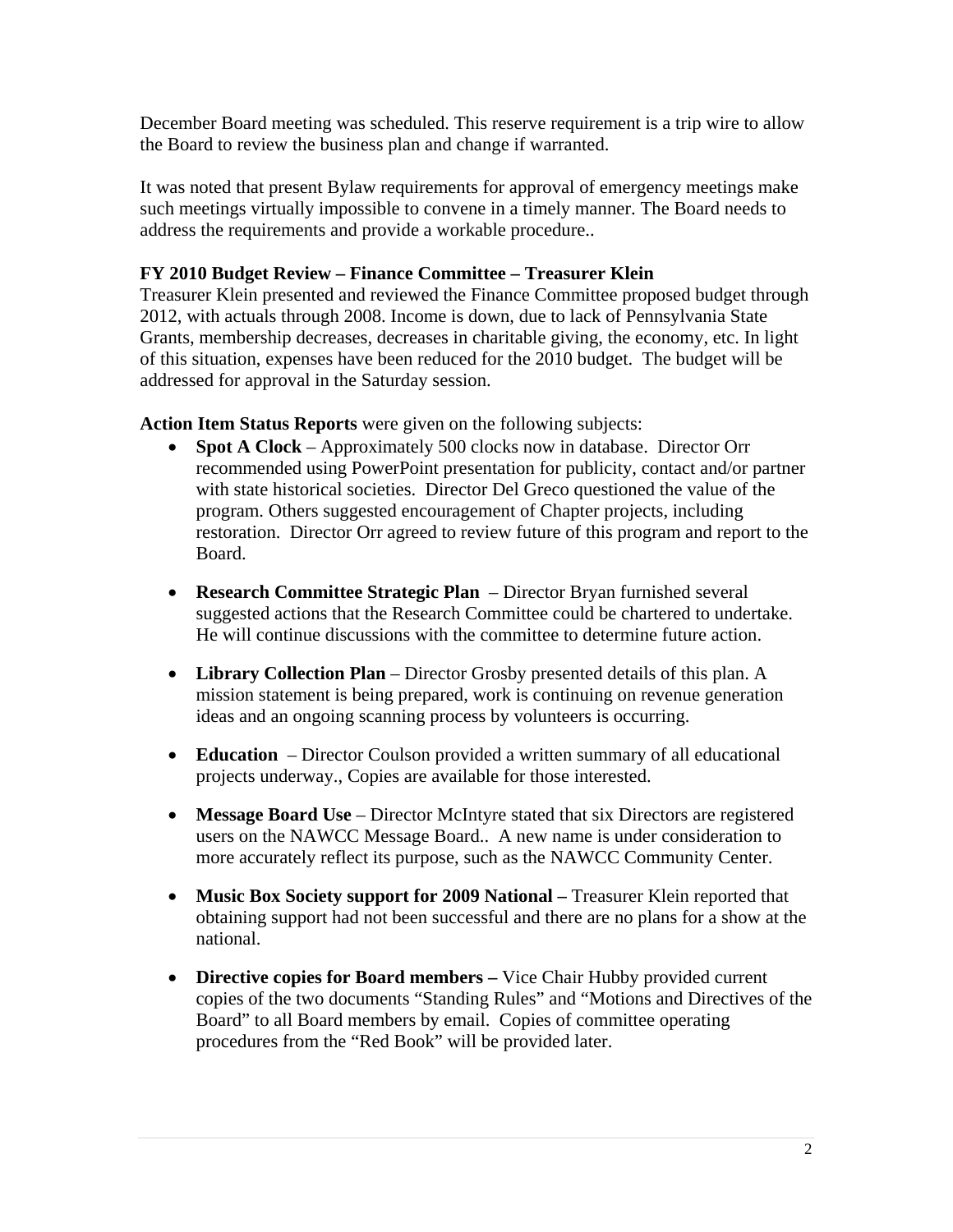December Board meeting was scheduled. This reserve requirement is a trip wire to allow the Board to review the business plan and change if warranted.

It was noted that present Bylaw requirements for approval of emergency meetings make such meetings virtually impossible to convene in a timely manner. The Board needs to address the requirements and provide a workable procedure..

**FY 2010 Budget Review – Finance Committee – Treasurer Klein**
Treasurer Klein presented and reviewed the Finance Committee proposed budget through 2012, with actuals through 2008. Income is down, due to lack of Pennsylvania State Grants, membership decreases, decreases in charitable giving, the economy, etc. In light of this situation, expenses have been reduced for the 2010 budget. The budget will be addressed for approval in the Saturday session.

**Action Item Status Reports** were given on the following subjects:

- **Spot A Clock** – Approximately 500 clocks now in database. Director Orr recommended using PowerPoint presentation for publicity, contact and/or partner with state historical societies. Director Del Greco questioned the value of the program. Others suggested encouragement of Chapter projects, including restoration. Director Orr agreed to review future of this program and report to the Board.

- **Research Committee Strategic Plan** – Director Bryan furnished several suggested actions that the Research Committee could be chartered to undertake. He will continue discussions with the committee to determine future action.

- **Library Collection Plan** – Director Grosby presented details of this plan. A mission statement is being prepared, work is continuing on revenue generation ideas and an ongoing scanning process by volunteers is occurring.

- **Education** – Director Coulson provided a written summary of all educational projects underway., Copies are available for those interested.

- **Message Board Use** – Director McIntyre stated that six Directors are registered users on the NAWCC Message Board.. A new name is under consideration to more accurately reflect its purpose, such as the NAWCC Community Center.

- **Music Box Society support for 2009 National –** Treasurer Klein reported that obtaining support had not been successful and there are no plans for a show at the national.

- **Directive copies for Board members –** Vice Chair Hubby provided current copies of the two documents "Standing Rules" and "Motions and Directives of the Board" to all Board members by email. Copies of committee operating procedures from the "Red Book" will be provided later.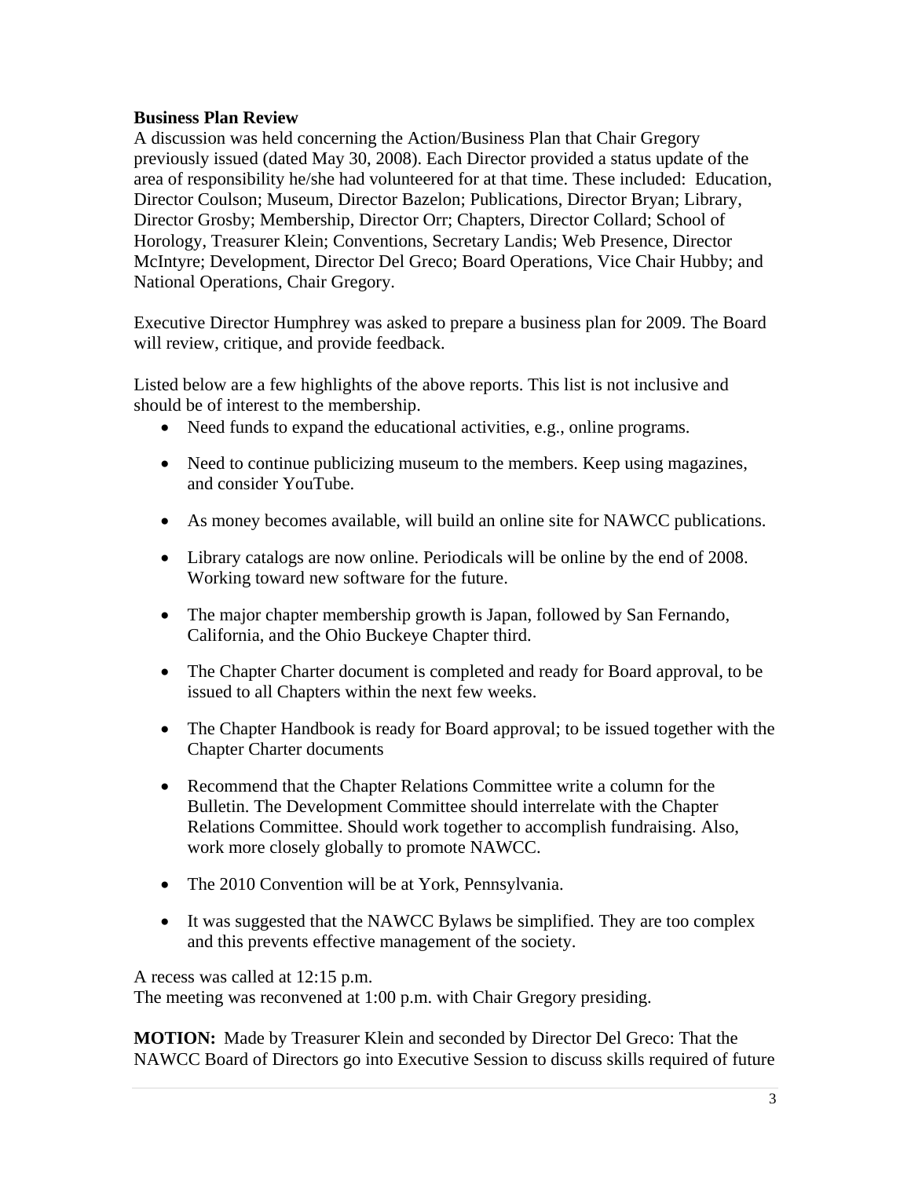**Business Plan Review**

A discussion was held concerning the Action/Business Plan that Chair Gregory previously issued (dated May 30, 2008). Each Director provided a status update of the area of responsibility he/she had volunteered for at that time. These included: Education, Director Coulson; Museum, Director Bazelon; Publications, Director Bryan; Library, Director Grosby; Membership, Director Orr; Chapters, Director Collard; School of Horology, Treasurer Klein; Conventions, Secretary Landis; Web Presence, Director McIntyre; Development, Director Del Greco; Board Operations, Vice Chair Hubby; and National Operations, Chair Gregory.

Executive Director Humphrey was asked to prepare a business plan for 2009. The Board will review, critique, and provide feedback.

Listed below are a few highlights of the above reports. This list is not inclusive and should be of interest to the membership.

- Need funds to expand the educational activities, e.g., online programs.
- Need to continue publicizing museum to the members. Keep using magazines, and consider YouTube.
- As money becomes available, will build an online site for NAWCC publications.
- Library catalogs are now online. Periodicals will be online by the end of 2008. Working toward new software for the future.
- The major chapter membership growth is Japan, followed by San Fernando, California, and the Ohio Buckeye Chapter third.
- The Chapter Charter document is completed and ready for Board approval, to be issued to all Chapters within the next few weeks.
- The Chapter Handbook is ready for Board approval; to be issued together with the Chapter Charter documents
- Recommend that the Chapter Relations Committee write a column for the Bulletin. The Development Committee should interrelate with the Chapter Relations Committee. Should work together to accomplish fundraising. Also, work more closely globally to promote NAWCC.
- The 2010 Convention will be at York, Pennsylvania.
- It was suggested that the NAWCC Bylaws be simplified. They are too complex and this prevents effective management of the society.

A recess was called at 12:15 p.m.
The meeting was reconvened at 1:00 p.m. with Chair Gregory presiding.

**MOTION:** Made by Treasurer Klein and seconded by Director Del Greco: That the NAWCC Board of Directors go into Executive Session to discuss skills required of future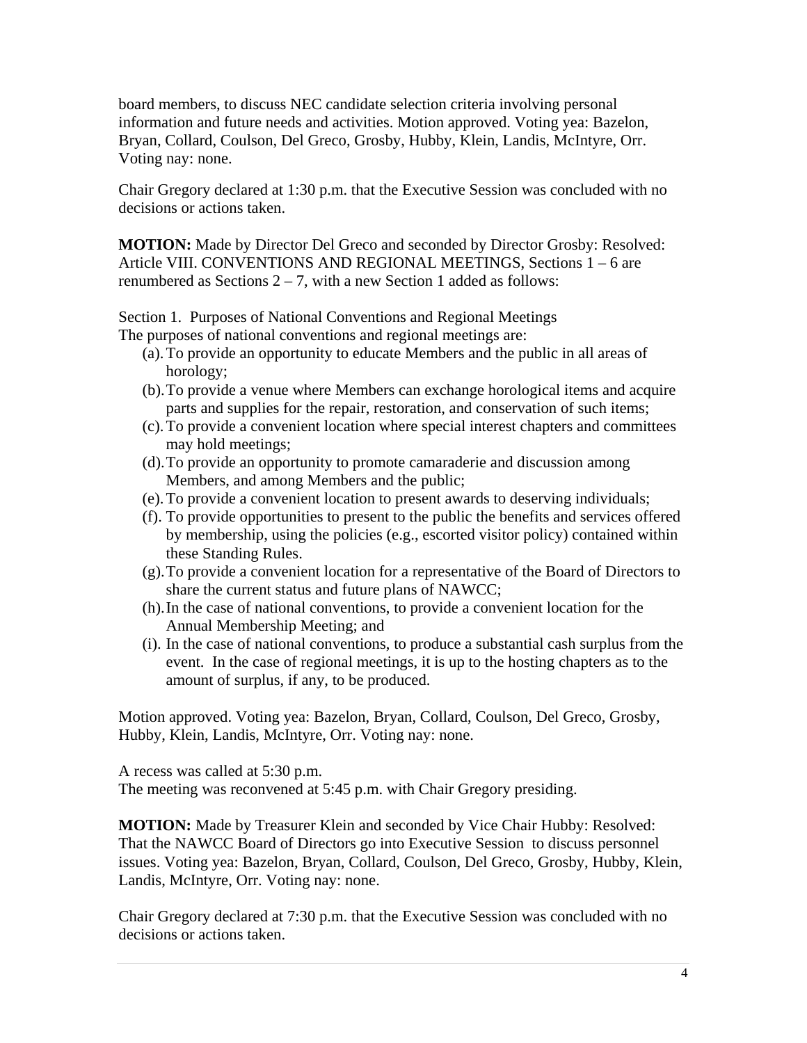board members, to discuss NEC candidate selection criteria involving personal information and future needs and activities. Motion approved. Voting yea: Bazelon, Bryan, Collard, Coulson, Del Greco, Grosby, Hubby, Klein, Landis, McIntyre, Orr. Voting nay: none.

Chair Gregory declared at 1:30 p.m. that the Executive Session was concluded with no decisions or actions taken.

**MOTION:** Made by Director Del Greco and seconded by Director Grosby: Resolved: Article VIII. CONVENTIONS AND REGIONAL MEETINGS, Sections 1 – 6 are renumbered as Sections 2 – 7, with a new Section 1 added as follows:

Section 1. Purposes of National Conventions and Regional Meetings
The purposes of national conventions and regional meetings are:

(a). To provide an opportunity to educate Members and the public in all areas of horology;
(b). To provide a venue where Members can exchange horological items and acquire parts and supplies for the repair, restoration, and conservation of such items;
(c). To provide a convenient location where special interest chapters and committees may hold meetings;
(d). To provide an opportunity to promote camaraderie and discussion among Members, and among Members and the public;
(e). To provide a convenient location to present awards to deserving individuals;
(f). To provide opportunities to present to the public the benefits and services offered by membership, using the policies (e.g., escorted visitor policy) contained within these Standing Rules.
(g). To provide a convenient location for a representative of the Board of Directors to share the current status and future plans of NAWCC;
(h). In the case of national conventions, to provide a convenient location for the Annual Membership Meeting; and
(i). In the case of national conventions, to produce a substantial cash surplus from the event. In the case of regional meetings, it is up to the hosting chapters as to the amount of surplus, if any, to be produced.

Motion approved. Voting yea: Bazelon, Bryan, Collard, Coulson, Del Greco, Grosby, Hubby, Klein, Landis, McIntyre, Orr. Voting nay: none.

A recess was called at 5:30 p.m.
The meeting was reconvened at 5:45 p.m. with Chair Gregory presiding.

**MOTION:** Made by Treasurer Klein and seconded by Vice Chair Hubby: Resolved: That the NAWCC Board of Directors go into Executive Session to discuss personnel issues. Voting yea: Bazelon, Bryan, Collard, Coulson, Del Greco, Grosby, Hubby, Klein, Landis, McIntyre, Orr. Voting nay: none.

Chair Gregory declared at 7:30 p.m. that the Executive Session was concluded with no decisions or actions taken.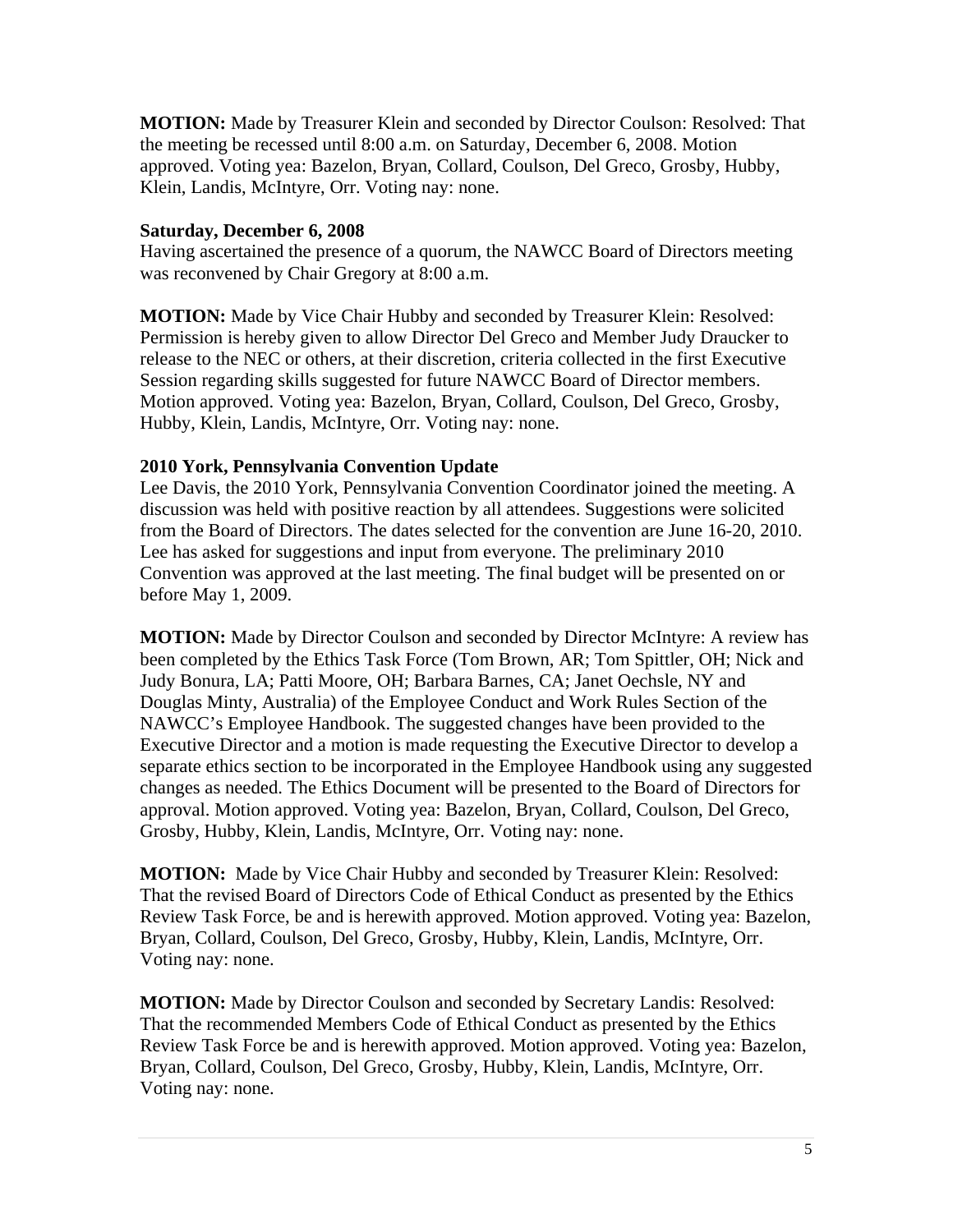**MOTION:** Made by Treasurer Klein and seconded by Director Coulson: Resolved: That the meeting be recessed until 8:00 a.m. on Saturday, December 6, 2008. Motion approved. Voting yea: Bazelon, Bryan, Collard, Coulson, Del Greco, Grosby, Hubby, Klein, Landis, McIntyre, Orr. Voting nay: none.

**Saturday, December 6, 2008**

Having ascertained the presence of a quorum, the NAWCC Board of Directors meeting was reconvened by Chair Gregory at 8:00 a.m.

**MOTION:** Made by Vice Chair Hubby and seconded by Treasurer Klein: Resolved: Permission is hereby given to allow Director Del Greco and Member Judy Draucker to release to the NEC or others, at their discretion, criteria collected in the first Executive Session regarding skills suggested for future NAWCC Board of Director members. Motion approved. Voting yea: Bazelon, Bryan, Collard, Coulson, Del Greco, Grosby, Hubby, Klein, Landis, McIntyre, Orr. Voting nay: none.

**2010 York, Pennsylvania Convention Update**

Lee Davis, the 2010 York, Pennsylvania Convention Coordinator joined the meeting. A discussion was held with positive reaction by all attendees. Suggestions were solicited from the Board of Directors. The dates selected for the convention are June 16-20, 2010. Lee has asked for suggestions and input from everyone. The preliminary 2010 Convention was approved at the last meeting. The final budget will be presented on or before May 1, 2009.

**MOTION:** Made by Director Coulson and seconded by Director McIntyre: A review has been completed by the Ethics Task Force (Tom Brown, AR; Tom Spittler, OH; Nick and Judy Bonura, LA; Patti Moore, OH; Barbara Barnes, CA; Janet Oechsle, NY and Douglas Minty, Australia) of the Employee Conduct and Work Rules Section of the NAWCC's Employee Handbook. The suggested changes have been provided to the Executive Director and a motion is made requesting the Executive Director to develop a separate ethics section to be incorporated in the Employee Handbook using any suggested changes as needed. The Ethics Document will be presented to the Board of Directors for approval. Motion approved. Voting yea: Bazelon, Bryan, Collard, Coulson, Del Greco, Grosby, Hubby, Klein, Landis, McIntyre, Orr. Voting nay: none.

**MOTION:** Made by Vice Chair Hubby and seconded by Treasurer Klein: Resolved: That the revised Board of Directors Code of Ethical Conduct as presented by the Ethics Review Task Force, be and is herewith approved. Motion approved. Voting yea: Bazelon, Bryan, Collard, Coulson, Del Greco, Grosby, Hubby, Klein, Landis, McIntyre, Orr. Voting nay: none.

**MOTION:** Made by Director Coulson and seconded by Secretary Landis: Resolved: That the recommended Members Code of Ethical Conduct as presented by the Ethics Review Task Force be and is herewith approved. Motion approved. Voting yea: Bazelon, Bryan, Collard, Coulson, Del Greco, Grosby, Hubby, Klein, Landis, McIntyre, Orr. Voting nay: none.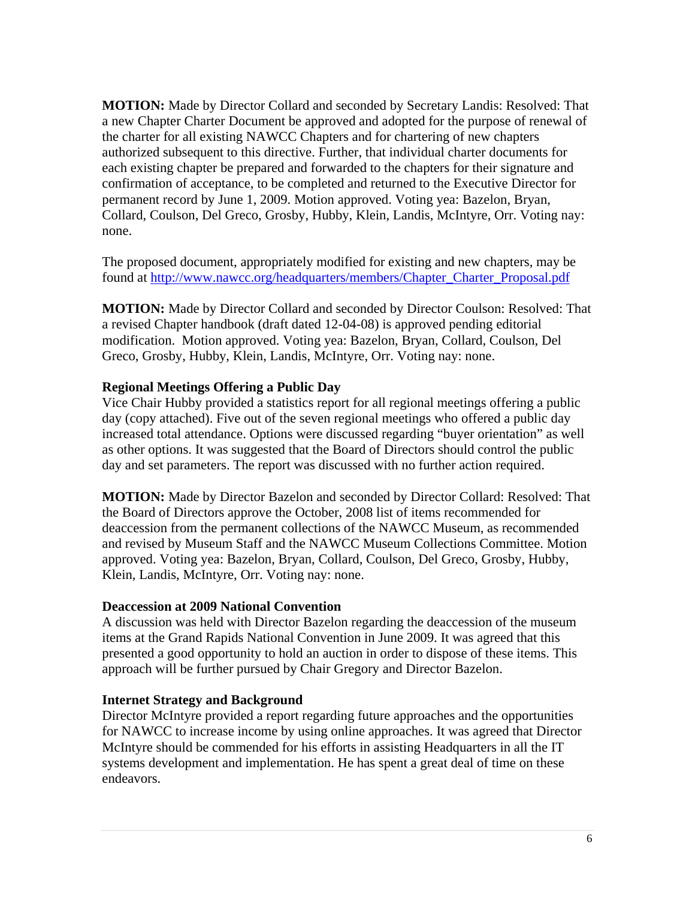**MOTION:** Made by Director Collard and seconded by Secretary Landis: Resolved: That a new Chapter Charter Document be approved and adopted for the purpose of renewal of the charter for all existing NAWCC Chapters and for chartering of new chapters authorized subsequent to this directive. Further, that individual charter documents for each existing chapter be prepared and forwarded to the chapters for their signature and confirmation of acceptance, to be completed and returned to the Executive Director for permanent record by June 1, 2009. Motion approved. Voting yea: Bazelon, Bryan, Collard, Coulson, Del Greco, Grosby, Hubby, Klein, Landis, McIntyre, Orr. Voting nay: none.

The proposed document, appropriately modified for existing and new chapters, may be found at http://www.nawcc.org/headquarters/members/Chapter_Charter_Proposal.pdf

**MOTION:** Made by Director Collard and seconded by Director Coulson: Resolved: That a revised Chapter handbook (draft dated 12-04-08) is approved pending editorial modification. Motion approved. Voting yea: Bazelon, Bryan, Collard, Coulson, Del Greco, Grosby, Hubby, Klein, Landis, McIntyre, Orr. Voting nay: none.

**Regional Meetings Offering a Public Day**

Vice Chair Hubby provided a statistics report for all regional meetings offering a public day (copy attached). Five out of the seven regional meetings who offered a public day increased total attendance. Options were discussed regarding "buyer orientation" as well as other options. It was suggested that the Board of Directors should control the public day and set parameters. The report was discussed with no further action required.

**MOTION:** Made by Director Bazelon and seconded by Director Collard: Resolved: That the Board of Directors approve the October, 2008 list of items recommended for deaccession from the permanent collections of the NAWCC Museum, as recommended and revised by Museum Staff and the NAWCC Museum Collections Committee. Motion approved. Voting yea: Bazelon, Bryan, Collard, Coulson, Del Greco, Grosby, Hubby, Klein, Landis, McIntyre, Orr. Voting nay: none.

**Deaccession at 2009 National Convention**

A discussion was held with Director Bazelon regarding the deaccession of the museum items at the Grand Rapids National Convention in June 2009. It was agreed that this presented a good opportunity to hold an auction in order to dispose of these items. This approach will be further pursued by Chair Gregory and Director Bazelon.

**Internet Strategy and Background**

Director McIntyre provided a report regarding future approaches and the opportunities for NAWCC to increase income by using online approaches. It was agreed that Director McIntyre should be commended for his efforts in assisting Headquarters in all the IT systems development and implementation. He has spent a great deal of time on these endeavors.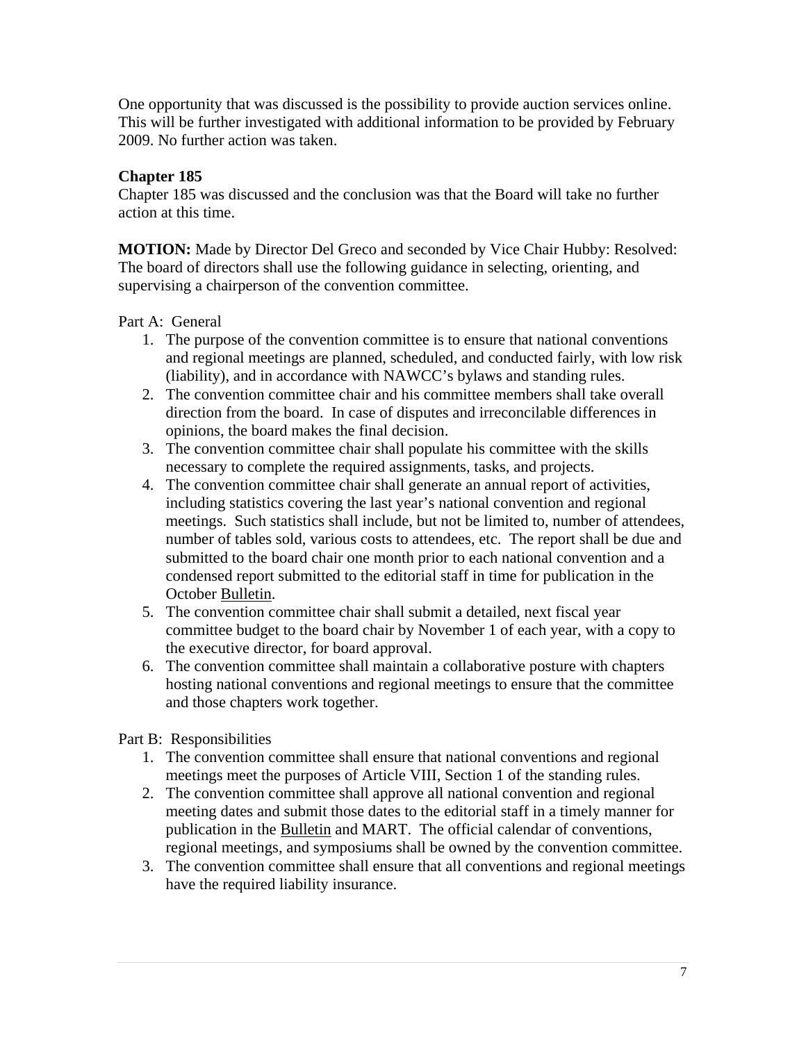One opportunity that was discussed is the possibility to provide auction services online. This will be further investigated with additional information to be provided by February 2009. No further action was taken.

**Chapter 185**

Chapter 185 was discussed and the conclusion was that the Board will take no further action at this time.

**MOTION:** Made by Director Del Greco and seconded by Vice Chair Hubby: Resolved: The board of directors shall use the following guidance in selecting, orienting, and supervising a chairperson of the convention committee.

Part A: General

1. The purpose of the convention committee is to ensure that national conventions and regional meetings are planned, scheduled, and conducted fairly, with low risk (liability), and in accordance with NAWCC's bylaws and standing rules.
2. The convention committee chair and his committee members shall take overall direction from the board. In case of disputes and irreconcilable differences in opinions, the board makes the final decision.
3. The convention committee chair shall populate his committee with the skills necessary to complete the required assignments, tasks, and projects.
4. The convention committee chair shall generate an annual report of activities, including statistics covering the last year's national convention and regional meetings. Such statistics shall include, but not be limited to, number of attendees, number of tables sold, various costs to attendees, etc. The report shall be due and submitted to the board chair one month prior to each national convention and a condensed report submitted to the editorial staff in time for publication in the October Bulletin.
5. The convention committee chair shall submit a detailed, next fiscal year committee budget to the board chair by November 1 of each year, with a copy to the executive director, for board approval.
6. The convention committee shall maintain a collaborative posture with chapters hosting national conventions and regional meetings to ensure that the committee and those chapters work together.

Part B: Responsibilities

1. The convention committee shall ensure that national conventions and regional meetings meet the purposes of Article VIII, Section 1 of the standing rules.
2. The convention committee shall approve all national convention and regional meeting dates and submit those dates to the editorial staff in a timely manner for publication in the Bulletin and MART. The official calendar of conventions, regional meetings, and symposiums shall be owned by the convention committee.
3. The convention committee shall ensure that all conventions and regional meetings have the required liability insurance.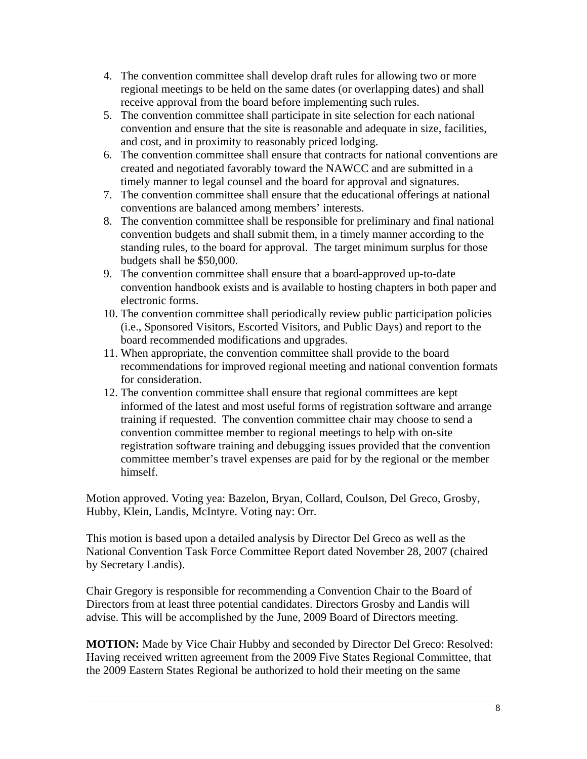4. The convention committee shall develop draft rules for allowing two or more regional meetings to be held on the same dates (or overlapping dates) and shall receive approval from the board before implementing such rules.
5. The convention committee shall participate in site selection for each national convention and ensure that the site is reasonable and adequate in size, facilities, and cost, and in proximity to reasonably priced lodging.
6. The convention committee shall ensure that contracts for national conventions are created and negotiated favorably toward the NAWCC and are submitted in a timely manner to legal counsel and the board for approval and signatures.
7. The convention committee shall ensure that the educational offerings at national conventions are balanced among members' interests.
8. The convention committee shall be responsible for preliminary and final national convention budgets and shall submit them, in a timely manner according to the standing rules, to the board for approval. The target minimum surplus for those budgets shall be $50,000.
9. The convention committee shall ensure that a board-approved up-to-date convention handbook exists and is available to hosting chapters in both paper and electronic forms.
10. The convention committee shall periodically review public participation policies (i.e., Sponsored Visitors, Escorted Visitors, and Public Days) and report to the board recommended modifications and upgrades.
11. When appropriate, the convention committee shall provide to the board recommendations for improved regional meeting and national convention formats for consideration.
12. The convention committee shall ensure that regional committees are kept informed of the latest and most useful forms of registration software and arrange training if requested. The convention committee chair may choose to send a convention committee member to regional meetings to help with on-site registration software training and debugging issues provided that the convention committee member's travel expenses are paid for by the regional or the member himself.

Motion approved. Voting yea: Bazelon, Bryan, Collard, Coulson, Del Greco, Grosby, Hubby, Klein, Landis, McIntyre. Voting nay: Orr.

This motion is based upon a detailed analysis by Director Del Greco as well as the National Convention Task Force Committee Report dated November 28, 2007 (chaired by Secretary Landis).

Chair Gregory is responsible for recommending a Convention Chair to the Board of Directors from at least three potential candidates. Directors Grosby and Landis will advise. This will be accomplished by the June, 2009 Board of Directors meeting.

**MOTION:** Made by Vice Chair Hubby and seconded by Director Del Greco: Resolved: Having received written agreement from the 2009 Five States Regional Committee, that the 2009 Eastern States Regional be authorized to hold their meeting on the same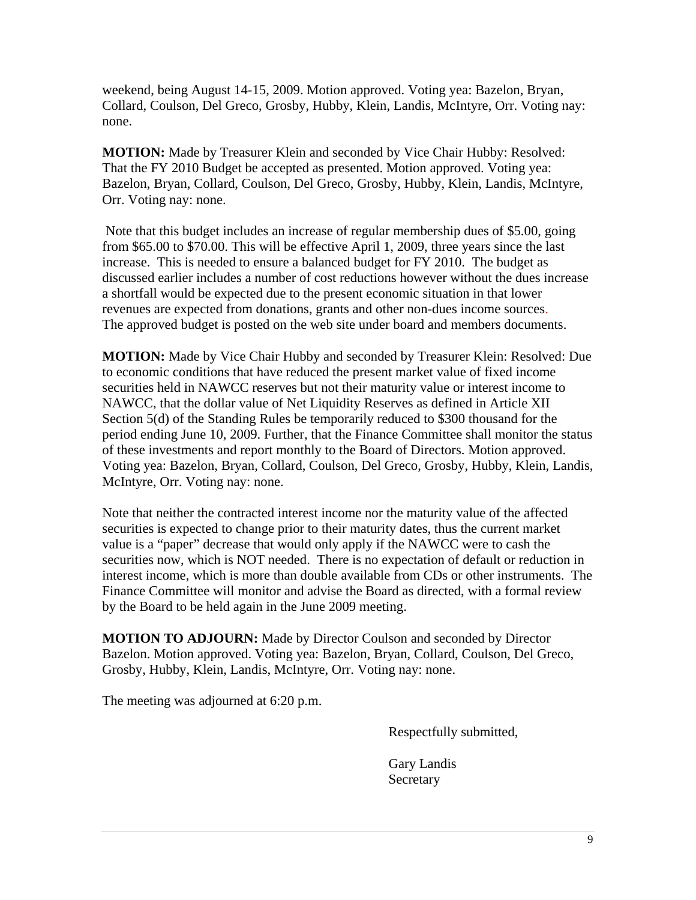weekend, being August 14-15, 2009. Motion approved. Voting yea: Bazelon, Bryan, Collard, Coulson, Del Greco, Grosby, Hubby, Klein, Landis, McIntyre, Orr. Voting nay: none.

**MOTION:** Made by Treasurer Klein and seconded by Vice Chair Hubby: Resolved: That the FY 2010 Budget be accepted as presented. Motion approved. Voting yea: Bazelon, Bryan, Collard, Coulson, Del Greco, Grosby, Hubby, Klein, Landis, McIntyre, Orr. Voting nay: none.

Note that this budget includes an increase of regular membership dues of $5.00, going from $65.00 to $70.00. This will be effective April 1, 2009, three years since the last increase. This is needed to ensure a balanced budget for FY 2010. The budget as discussed earlier includes a number of cost reductions however without the dues increase a shortfall would be expected due to the present economic situation in that lower revenues are expected from donations, grants and other non-dues income sources. The approved budget is posted on the web site under board and members documents.

**MOTION:** Made by Vice Chair Hubby and seconded by Treasurer Klein: Resolved: Due to economic conditions that have reduced the present market value of fixed income securities held in NAWCC reserves but not their maturity value or interest income to NAWCC, that the dollar value of Net Liquidity Reserves as defined in Article XII Section 5(d) of the Standing Rules be temporarily reduced to $300 thousand for the period ending June 10, 2009. Further, that the Finance Committee shall monitor the status of these investments and report monthly to the Board of Directors. Motion approved. Voting yea: Bazelon, Bryan, Collard, Coulson, Del Greco, Grosby, Hubby, Klein, Landis, McIntyre, Orr. Voting nay: none.

Note that neither the contracted interest income nor the maturity value of the affected securities is expected to change prior to their maturity dates, thus the current market value is a "paper" decrease that would only apply if the NAWCC were to cash the securities now, which is NOT needed. There is no expectation of default or reduction in interest income, which is more than double available from CDs or other instruments. The Finance Committee will monitor and advise the Board as directed, with a formal review by the Board to be held again in the June 2009 meeting.

**MOTION TO ADJOURN:** Made by Director Coulson and seconded by Director Bazelon. Motion approved. Voting yea: Bazelon, Bryan, Collard, Coulson, Del Greco, Grosby, Hubby, Klein, Landis, McIntyre, Orr. Voting nay: none.

The meeting was adjourned at 6:20 p.m.

Respectfully submitted,

Gary Landis
Secretary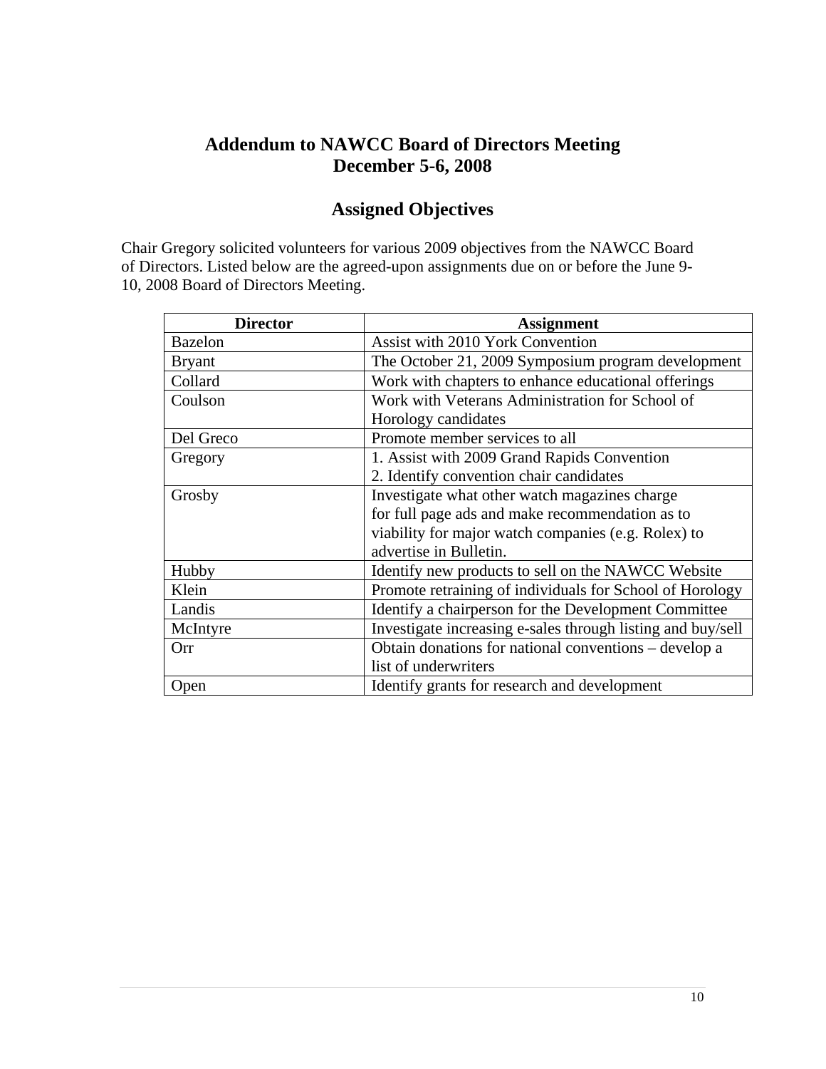## Addendum to NAWCC Board of Directors Meeting
## December 5-6, 2008

## Assigned Objectives

Chair Gregory solicited volunteers for various 2009 objectives from the NAWCC Board of Directors. Listed below are the agreed-upon assignments due on or before the June 9-10, 2008 Board of Directors Meeting.

| Director | Assignment |
|---|---|
| Bazelon | Assist with 2010 York Convention |
| Bryant | The October 21, 2009 Symposium program development |
| Collard | Work with chapters to enhance educational offerings |
| Coulson | Work with Veterans Administration for School of Horology candidates |
| Del Greco | Promote member services to all |
| Gregory | 1. Assist with 2009 Grand Rapids Convention<br>2. Identify convention chair candidates |
| Grosby | Investigate what other watch magazines charge for full page ads and make recommendation as to viability for major watch companies (e.g. Rolex) to advertise in Bulletin. |
| Hubby | Identify new products to sell on the NAWCC Website |
| Klein | Promote retraining of individuals for School of Horology |
| Landis | Identify a chairperson for the Development Committee |
| McIntyre | Investigate increasing e-sales through listing and buy/sell |
| Orr | Obtain donations for national conventions – develop a list of underwriters |
| Open | Identify grants for research and development |